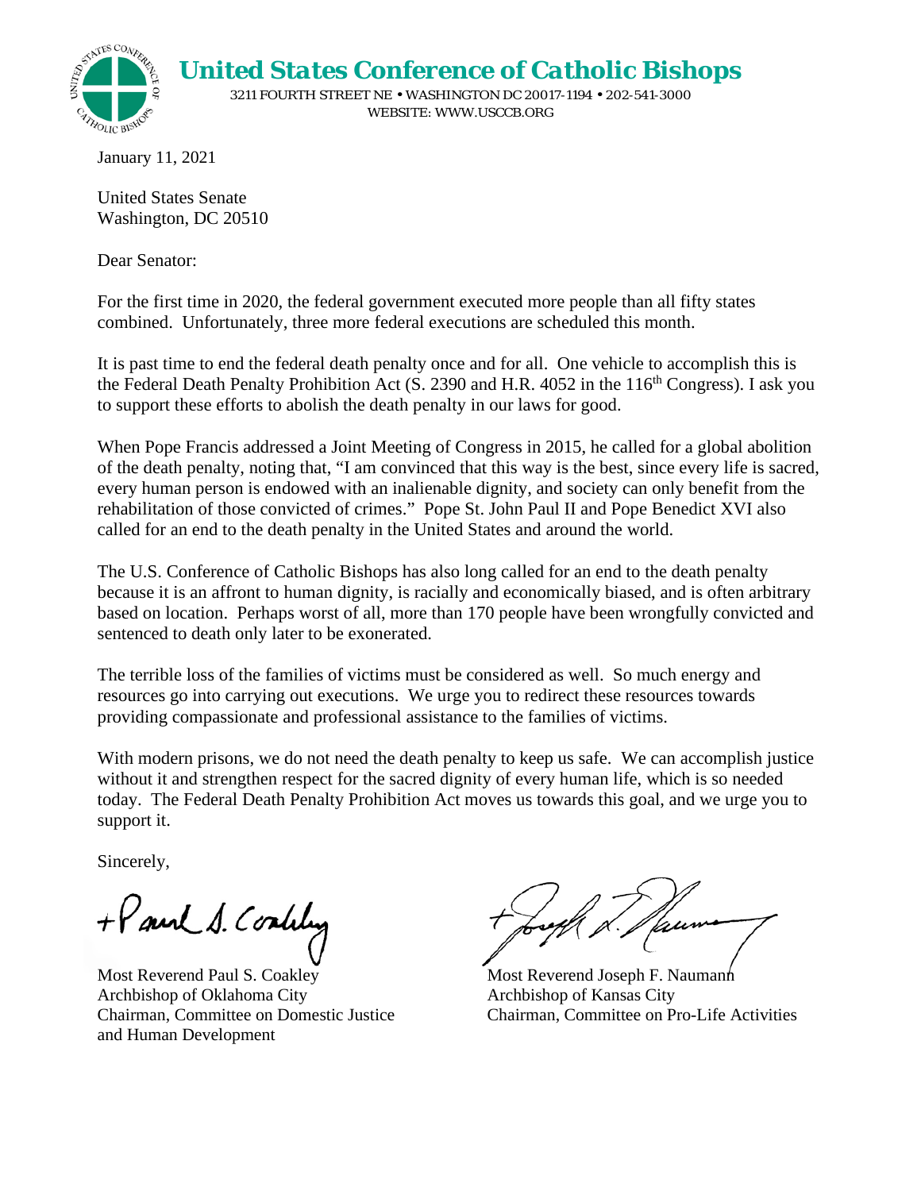**United States Conference of Catholic Bishops**

3211 FOURTH STREET NE • WASHINGTON DC 20017-1194 • 202-541-3000
WEBSITE: WWW.USCCB.ORG

January 11, 2021

United States Senate
Washington, DC 20510

Dear Senator:

For the first time in 2020, the federal government executed more people than all fifty states combined. Unfortunately, three more federal executions are scheduled this month.

It is past time to end the federal death penalty once and for all. One vehicle to accomplish this is the Federal Death Penalty Prohibition Act (S. 2390 and H.R. 4052 in the 116th Congress). I ask you to support these efforts to abolish the death penalty in our laws for good.

When Pope Francis addressed a Joint Meeting of Congress in 2015, he called for a global abolition of the death penalty, noting that, "I am convinced that this way is the best, since every life is sacred, every human person is endowed with an inalienable dignity, and society can only benefit from the rehabilitation of those convicted of crimes." Pope St. John Paul II and Pope Benedict XVI also called for an end to the death penalty in the United States and around the world.

The U.S. Conference of Catholic Bishops has also long called for an end to the death penalty because it is an affront to human dignity, is racially and economically biased, and is often arbitrary based on location. Perhaps worst of all, more than 170 people have been wrongfully convicted and sentenced to death only later to be exonerated.

The terrible loss of the families of victims must be considered as well. So much energy and resources go into carrying out executions. We urge you to redirect these resources towards providing compassionate and professional assistance to the families of victims.

With modern prisons, we do not need the death penalty to keep us safe. We can accomplish justice without it and strengthen respect for the sacred dignity of every human life, which is so needed today. The Federal Death Penalty Prohibition Act moves us towards this goal, and we urge you to support it.

Sincerely,

Most Reverend Paul S. Coakley
Archbishop of Oklahoma City
Chairman, Committee on Domestic Justice and Human Development

Most Reverend Joseph F. Naumann
Archbishop of Kansas City
Chairman, Committee on Pro-Life Activities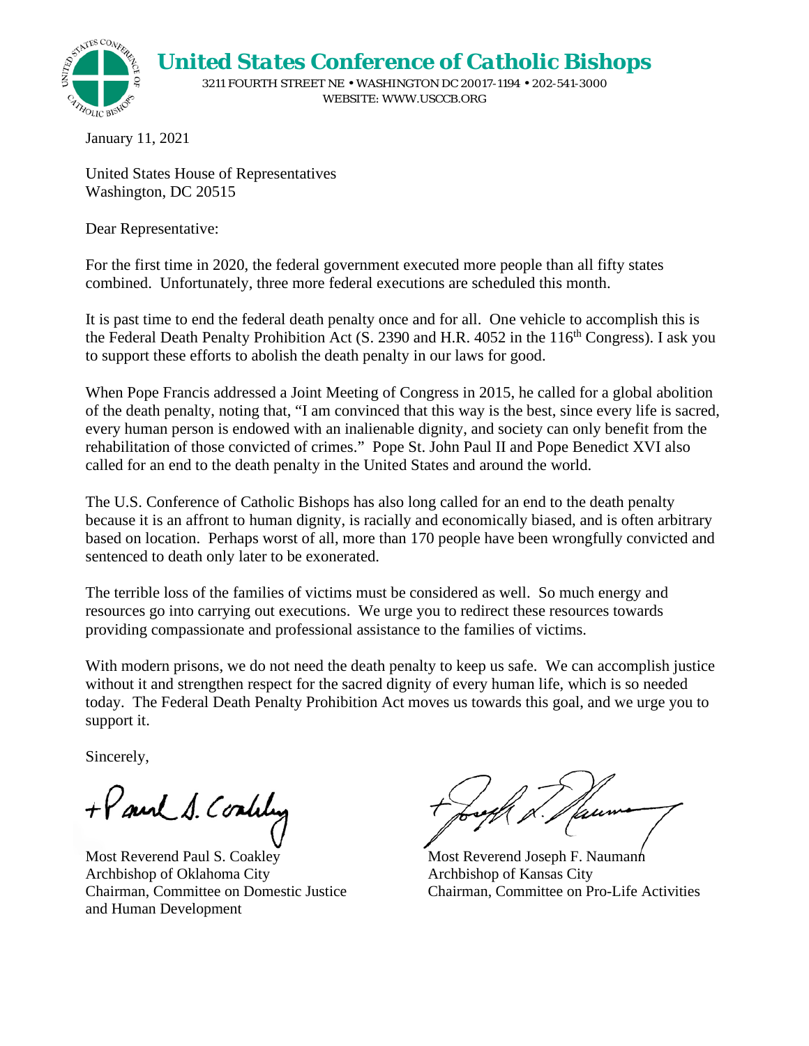**United States Conference of Catholic Bishops**

3211 FOURTH STREET NE • WASHINGTON DC 20017-1194 • 202-541-3000
WEBSITE: WWW.USCCB.ORG

January 11, 2021

United States House of Representatives
Washington, DC 20515

Dear Representative:

For the first time in 2020, the federal government executed more people than all fifty states combined. Unfortunately, three more federal executions are scheduled this month.

It is past time to end the federal death penalty once and for all. One vehicle to accomplish this is the Federal Death Penalty Prohibition Act (S. 2390 and H.R. 4052 in the 116th Congress). I ask you to support these efforts to abolish the death penalty in our laws for good.

When Pope Francis addressed a Joint Meeting of Congress in 2015, he called for a global abolition of the death penalty, noting that, "I am convinced that this way is the best, since every life is sacred, every human person is endowed with an inalienable dignity, and society can only benefit from the rehabilitation of those convicted of crimes." Pope St. John Paul II and Pope Benedict XVI also called for an end to the death penalty in the United States and around the world.

The U.S. Conference of Catholic Bishops has also long called for an end to the death penalty because it is an affront to human dignity, is racially and economically biased, and is often arbitrary based on location. Perhaps worst of all, more than 170 people have been wrongfully convicted and sentenced to death only later to be exonerated.

The terrible loss of the families of victims must be considered as well. So much energy and resources go into carrying out executions. We urge you to redirect these resources towards providing compassionate and professional assistance to the families of victims.

With modern prisons, we do not need the death penalty to keep us safe. We can accomplish justice without it and strengthen respect for the sacred dignity of every human life, which is so needed today. The Federal Death Penalty Prohibition Act moves us towards this goal, and we urge you to support it.

Sincerely,

+Paul S. Coakley

Most Reverend Paul S. Coakley
Archbishop of Oklahoma City
Chairman, Committee on Domestic Justice and Human Development

+Joseph F. Naumann

Most Reverend Joseph F. Naumann
Archbishop of Kansas City
Chairman, Committee on Pro-Life Activities